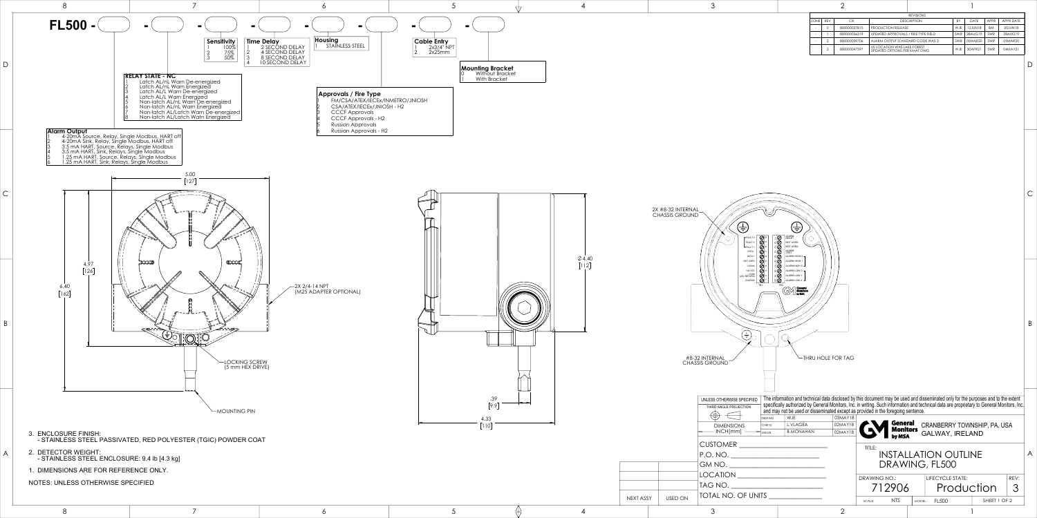# FL500 - ( ) - ( ) - ( ) - ( ) - ( ) - ( ) - ( )

**Sensitivity**
1. 100%
2. 75%
3. 50%

**Time Delay**
1. 2 SECOND DELAY
2. 4 SECOND DELAY
3. 8 SECOND DELAY
4. 10 SECOND DELAY

**Housing**
1. STAINLESS STEEL

**Cable Entry**
1. 2x3/4" NPT
2. 2x25mm

**Mounting Bracket**
0. Without Bracket
1. With Bracket

**RELAY STATE - NC**
1. Latch AL/nL Warn De-energized
2. Latch AL/nL Warn Energized
3. Latch AL/L Warn De-energized
4. Latch AL/L Warn Energized
5. Non-latch AL/nL Warn De-energized
6. Non-latch AL/nL Warn Energized
7. Non-latch AL/Latch Warn De-energized
8. Non-latch AL/Latch Warn Energized

**Approvals / Fire Type**
1. FM/CSA/ATEX/IECEx/INMETRO/JNIOSH
2. CSA/ATEX/IECEx/JNIOSH - H2
3. CCCF Approvals
4. CCCF Approvals - H2
5. Russian Approvals
6. Russian Approvals - H2

**Alarm Output**
1. 4-20mA Source, Relay, Single Modbus, HART off
2. 4-20mA Sink, Relay, Single Modbus, HART off
3. 3.5 mA HART, Source, Relays, Single Modbus
4. 3.5 mA HART, Sink, Relays, Single Modbus
5. 1.25 mA HART, Source, Relays, Single Modbus
6. 1.25 mA HART, Sink, Relays, Single Modbus

Dimensions: 5.00 [127]; 4.97 [126]; 6.40 [162]; Ø4.40 [112]; .39 [9.9]; 4.33 [110]

2X 3/4-14 NPT (M25 ADAPTER OPTIONAL)

LOCKING SCREW (5 mm HEX DRIVE)

MOUNTING PIN

2X #8-32 INTERNAL CHASSIS GROUND

#8-32 INTERNAL CHASSIS GROUND

THRU HOLE FOR TAG

NOTES: UNLESS OTHERWISE SPECIFIED

1. DIMENSIONS ARE FOR REFERENCE ONLY.
2. DETECTOR WEIGHT:
   - STAINLESS STEEL ENCLOSURE: 9.4 lb [4.3 kg]
3. ENCLOSURE FINISH:
   - STAINLESS STEEL PASSIVATED, RED POLYESTER (TGIC) POWDER COAT

## REVISIONS

| ZONE | REV | CR | DESCRIPTION | BY | DATE | APPR | APPR DATE |
|---|---|---|---|---|---|---|---|
| - | 0 | 800000027815 | PRODUCTION RELEASE | WJE | 12JUN18 | BM | 20JUN18 |
| - | 1 | 800000036319 | UPDATED APPROVALS / FIRE TYPE FIELD | SWR | 28AUG19 | SWR | 28AUG19 |
| - | 2 | 800000039706 | ALARM OUTPUT STANDARD CODE WAS 3 | SWR | 05MAR20 | SWR | 05MAR20 |
| - | 3 | 800000047597 | US LOCATION WAS LAKE FOREST, UPDATED OPTIONS PER KMAT DWG | WJE | 30APR21 | SWR | 04MAY21 |

UNLESS OTHERWISE SPECIFIED — THIRD ANGLE PROJECTION

DIMENSIONS INCH[mm]

| | | |
|---|---|---|
| DRAWN | WJE | 03MAY18 |
| CHECK | L.VLAGEA | 02MAY18 |
| ENGR. | B.MONAHAN | 02MAY18 |

The information and technical data disclosed by this document may be used and disseminated only for the purposes and to the extent specifically authorized by General Monitors, Inc. in writing. Such information and technical data are proprietary to General Monitors, Inc. and may not be used or disseminated except as provided in the foregoing sentence.

General Monitors by MSA — CRANBERRY TOWNSHIP, PA, USA — GALWAY, IRELAND

CUSTOMER ______
P.O. NO. ______
GM NO. ______
LOCATION ______
TAG NO. ______
TOTAL NO. OF UNITS ______

NEXT ASSY | USED ON

TITLE: INSTALLATION OUTLINE DRAWING, FL500

DRAWING NO.: 712906 — LIFECYCLE STATE: Production — REV: 3

SCALE: NTS — MODEL: FL500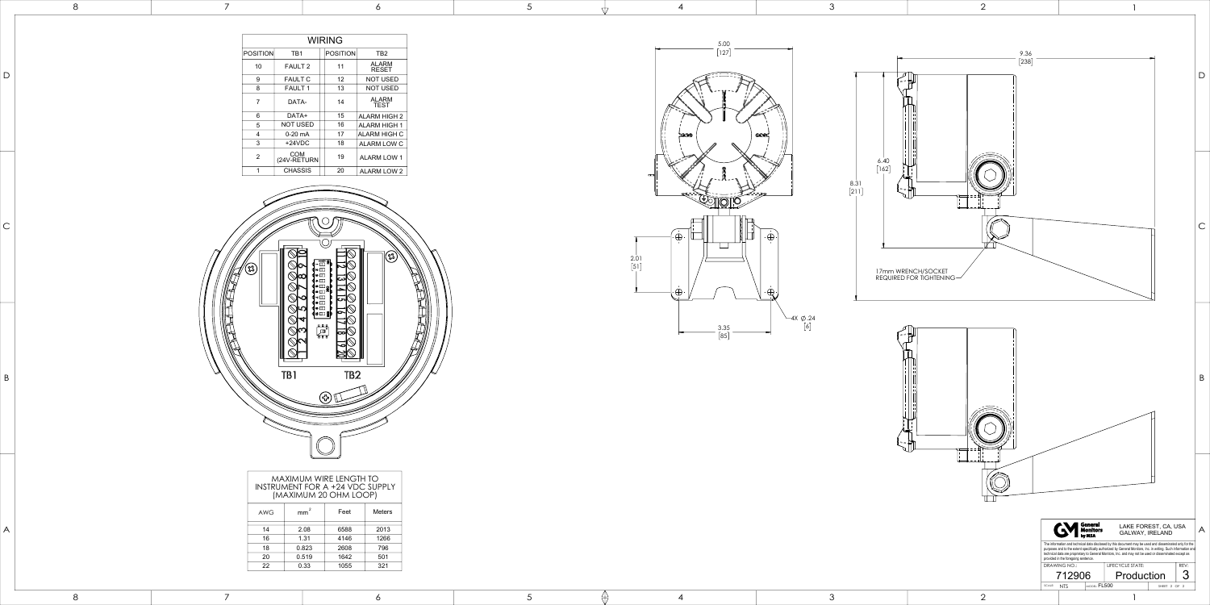## WIRING

| POSITION | TB1 | POSITION | TB2 |
|---|---|---|---|
| 10 | FAULT 2 | 11 | ALARM RESET |
| 9 | FAULT C | 12 | NOT USED |
| 8 | FAULT 1 | 13 | NOT USED |
| 7 | DATA- | 14 | ALARM TEST |
| 6 | DATA+ | 15 | ALARM HIGH 2 |
| 5 | NOT USED | 16 | ALARM HIGH 1 |
| 4 | 0-20 mA | 17 | ALARM HIGH C |
| 3 | +24VDC | 18 | ALARM LOW C |
| 2 | COM (24V-RETURN) | 19 | ALARM LOW 1 |
| 1 | CHASSIS | 20 | ALARM LOW 2 |

TB1

TB2

## MAXIMUM WIRE LENGTH TO INSTRUMENT FOR A +24 VDC SUPPLY (MAXIMUM 20 OHM LOOP)

| AWG | $mm^2$ | Feet | Meters |
|---|---|---|---|
| 14 | 2.08 | 6588 | 2013 |
| 16 | 1.31 | 4146 | 1266 |
| 18 | 0.823 | 2608 | 796 |
| 20 | 0.519 | 1642 | 501 |
| 22 | 0.33 | 1055 | 321 |

5.00 [127]

2.01 [51]

3.35 [85]

4X Ø.24 [6]

9.36 [238]

6.40 [162]

8.31 [211]

17mm WRENCH/SOCKET REQUIRED FOR TIGHTENING

General Monitors by MSA

LAKE FOREST, CA, USA
GALWAY, IRELAND

The information and technical data disclosed by this document may be used and disseminated only for the purposes and to the extent specifically authorized by General Monitors, Inc. in writing. Such information and technical data are proprietary to General Monitors, Inc. and may not be used or disseminated except as provided in the foregoing sentence.

DRAWING NO.: 712906

LIFECYCLE STATE: Production

REV: 3

SCALE: NTS

MODEL: FL500